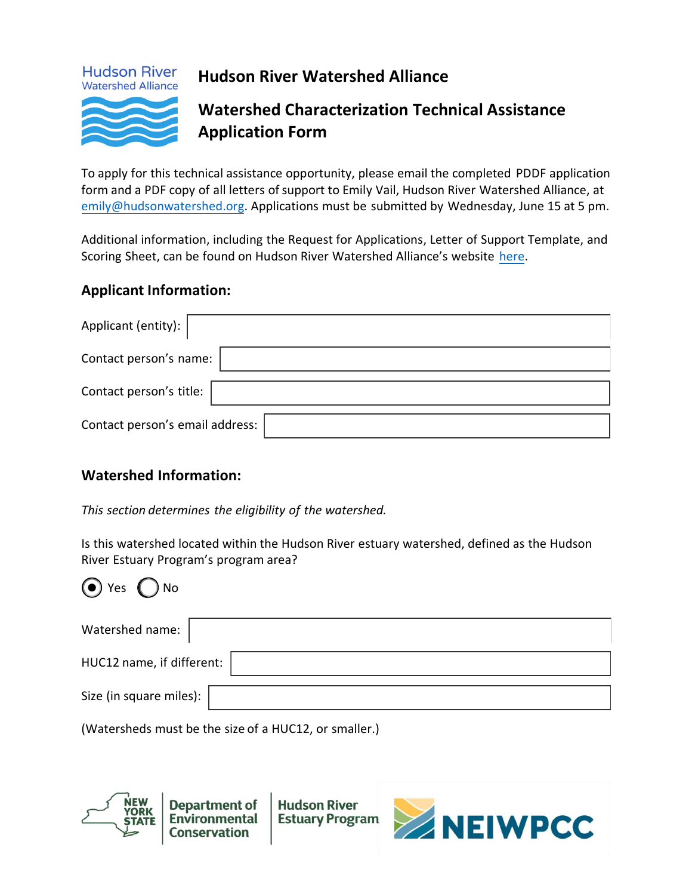# Hudson River Watershed Alliance

## Watershed Characterization Technical Assistance Application Form

To apply for this technical assistance opportunity, please email the completed PDDF application form and a PDF copy of all letters of support to Emily Vail, Hudson River Watershed Alliance, at emily@hudsonwatershed.org. Applications must be submitted by Wednesday, June 15 at 5 pm.

Additional information, including the Request for Applications, Letter of Support Template, and Scoring Sheet, can be found on Hudson River Watershed Alliance's website here.

### Applicant Information:

Applicant (entity):

Contact person's name:

Contact person's title:

Contact person's email address:

### Watershed Information:

*This section determines the eligibility of the watershed.*

Is this watershed located within the Hudson River estuary watershed, defined as the Hudson River Estuary Program's program area?

- (●) Yes
- ( ) No

Watershed name:

HUC12 name, if different:

Size (in square miles):

(Watersheds must be the size of a HUC12, or smaller.)

New York State Department of Environmental Conservation | Hudson River Estuary Program | NEIWPCC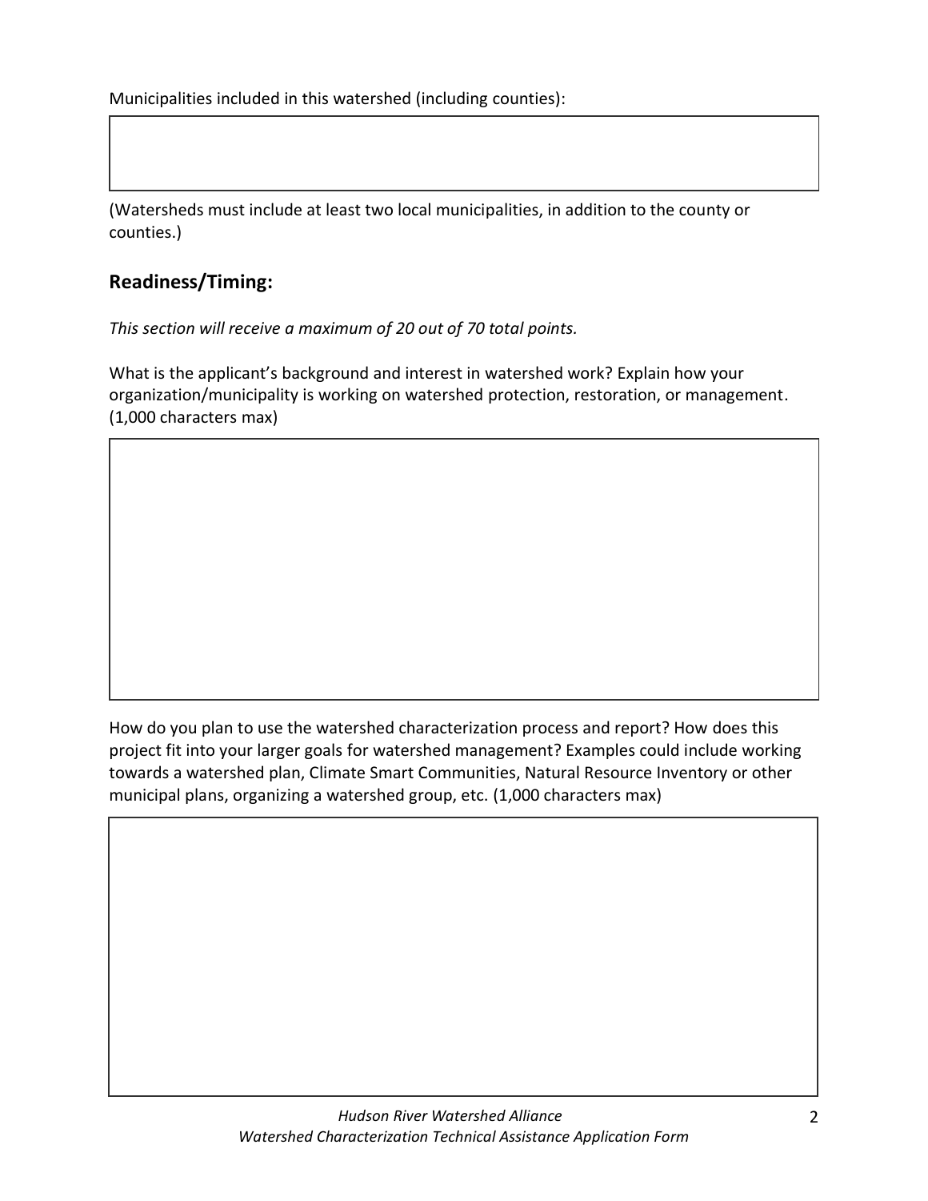Municipalities included in this watershed (including counties):

(Watersheds must include at least two local municipalities, in addition to the county or counties.)

## Readiness/Timing:

*This section will receive a maximum of 20 out of 70 total points.*

What is the applicant's background and interest in watershed work? Explain how your organization/municipality is working on watershed protection, restoration, or management. (1,000 characters max)

How do you plan to use the watershed characterization process and report? How does this project fit into your larger goals for watershed management? Examples could include working towards a watershed plan, Climate Smart Communities, Natural Resource Inventory or other municipal plans, organizing a watershed group, etc. (1,000 characters max)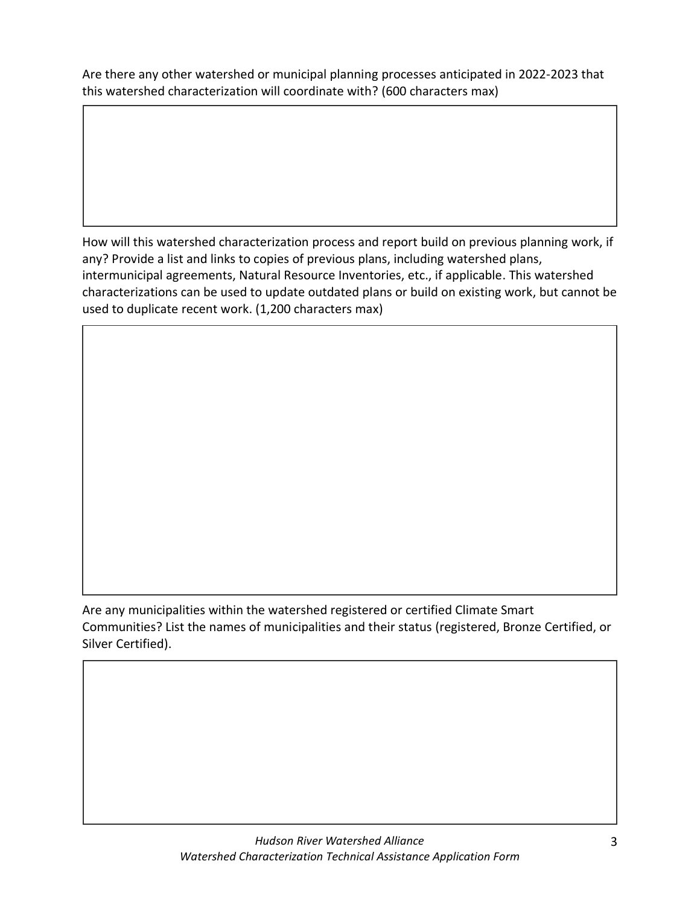Are there any other watershed or municipal planning processes anticipated in 2022-2023 that this watershed characterization will coordinate with? (600 characters max)

How will this watershed characterization process and report build on previous planning work, if any? Provide a list and links to copies of previous plans, including watershed plans, intermunicipal agreements, Natural Resource Inventories, etc., if applicable. This watershed characterizations can be used to update outdated plans or build on existing work, but cannot be used to duplicate recent work. (1,200 characters max)

Are any municipalities within the watershed registered or certified Climate Smart Communities? List the names of municipalities and their status (registered, Bronze Certified, or Silver Certified).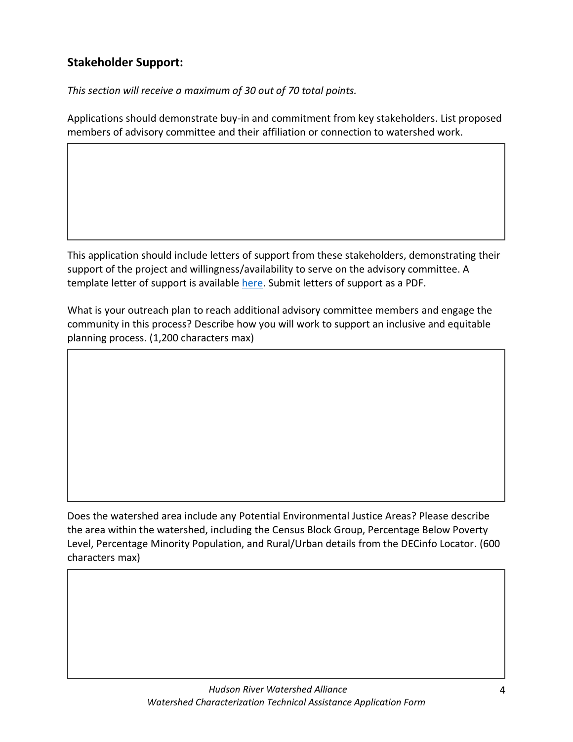## Stakeholder Support:

*This section will receive a maximum of 30 out of 70 total points.*

Applications should demonstrate buy-in and commitment from key stakeholders. List proposed members of advisory committee and their affiliation or connection to watershed work.

This application should include letters of support from these stakeholders, demonstrating their support of the project and willingness/availability to serve on the advisory committee. A template letter of support is available here. Submit letters of support as a PDF.

What is your outreach plan to reach additional advisory committee members and engage the community in this process? Describe how you will work to support an inclusive and equitable planning process. (1,200 characters max)

Does the watershed area include any Potential Environmental Justice Areas? Please describe the area within the watershed, including the Census Block Group, Percentage Below Poverty Level, Percentage Minority Population, and Rural/Urban details from the DECinfo Locator. (600 characters max)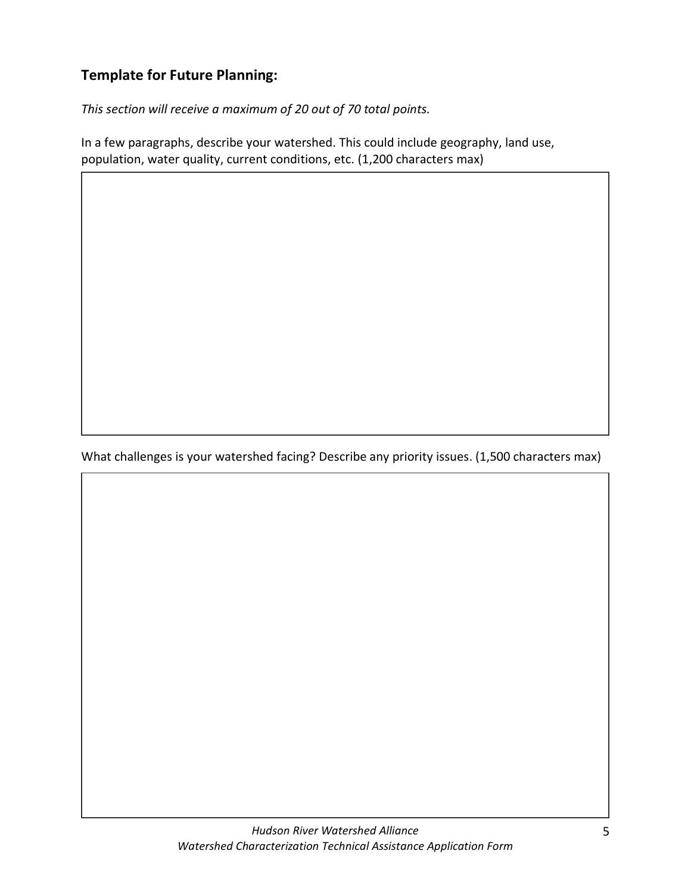## Template for Future Planning:

*This section will receive a maximum of 20 out of 70 total points.*

In a few paragraphs, describe your watershed. This could include geography, land use, population, water quality, current conditions, etc. (1,200 characters max)

What challenges is your watershed facing? Describe any priority issues. (1,500 characters max)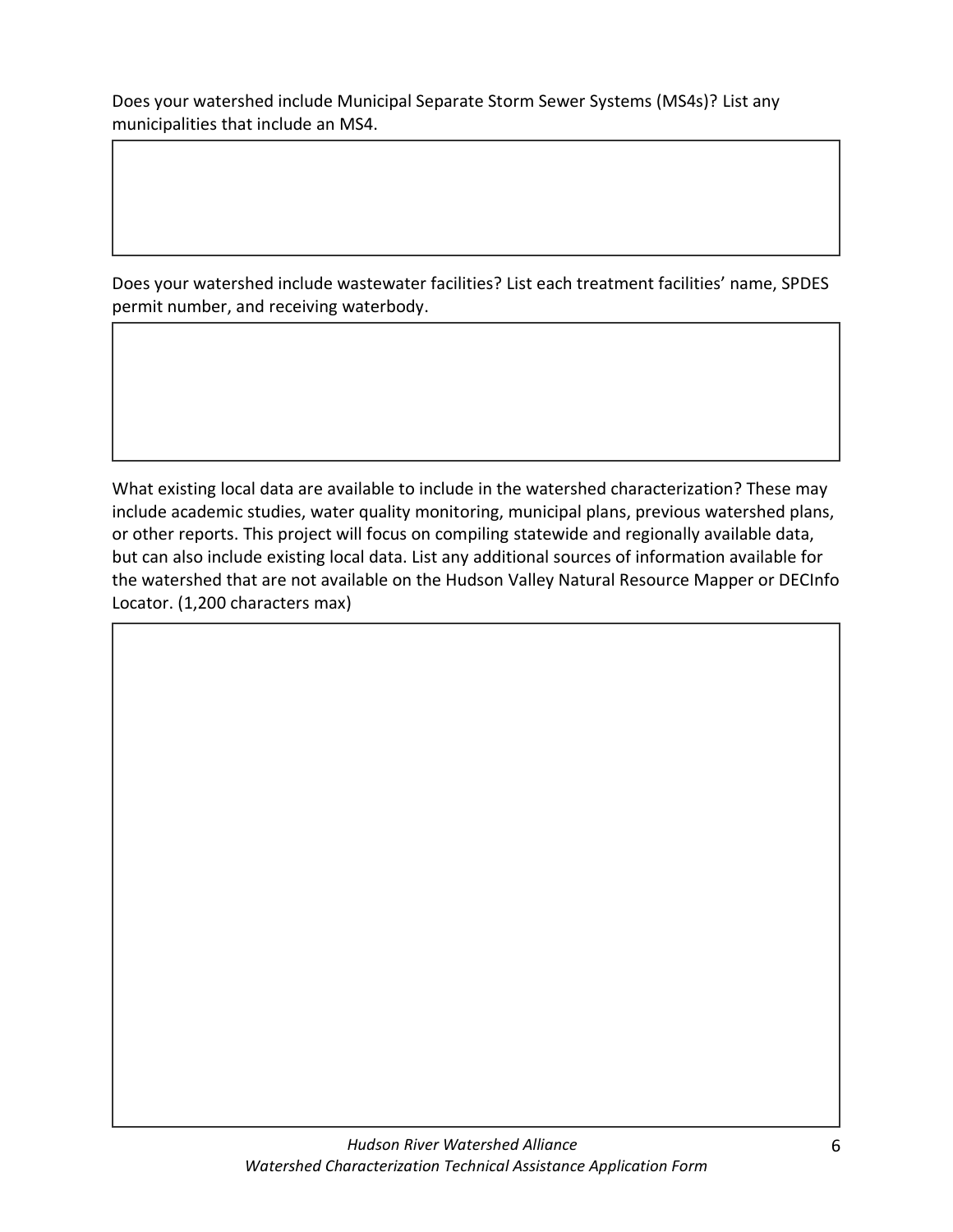Does your watershed include Municipal Separate Storm Sewer Systems (MS4s)? List any municipalities that include an MS4.

Does your watershed include wastewater facilities? List each treatment facilities' name, SPDES permit number, and receiving waterbody.

What existing local data are available to include in the watershed characterization? These may include academic studies, water quality monitoring, municipal plans, previous watershed plans, or other reports. This project will focus on compiling statewide and regionally available data, but can also include existing local data. List any additional sources of information available for the watershed that are not available on the Hudson Valley Natural Resource Mapper or DECInfo Locator. (1,200 characters max)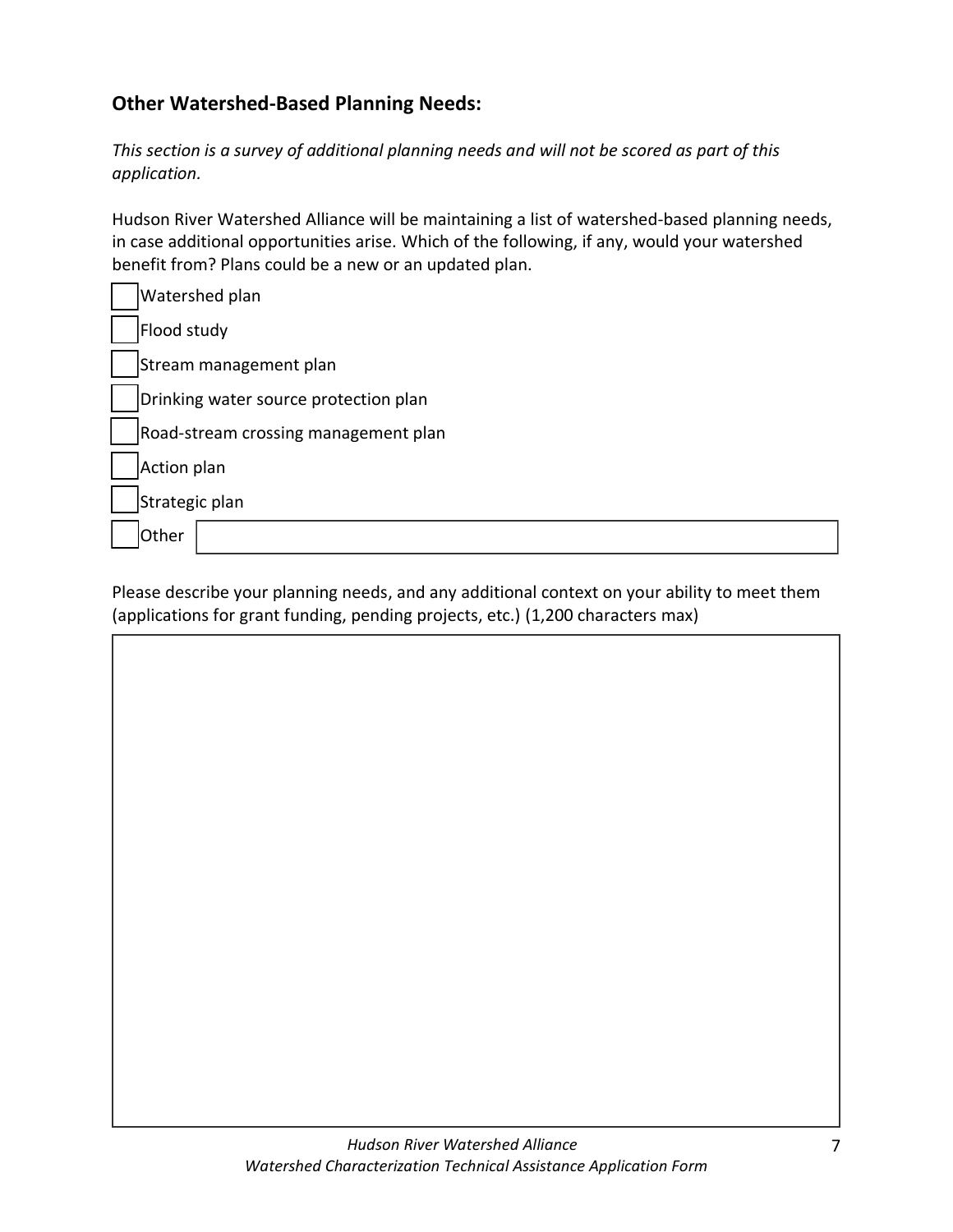## Other Watershed-Based Planning Needs:

*This section is a survey of additional planning needs and will not be scored as part of this application.*

Hudson River Watershed Alliance will be maintaining a list of watershed-based planning needs, in case additional opportunities arise. Which of the following, if any, would your watershed benefit from? Plans could be a new or an updated plan.

- [ ] Watershed plan
- [ ] Flood study
- [ ] Stream management plan
- [ ] Drinking water source protection plan
- [ ] Road-stream crossing management plan
- [ ] Action plan
- [ ] Strategic plan
- [ ] Other ____________

Please describe your planning needs, and any additional context on your ability to meet them (applications for grant funding, pending projects, etc.) (1,200 characters max)